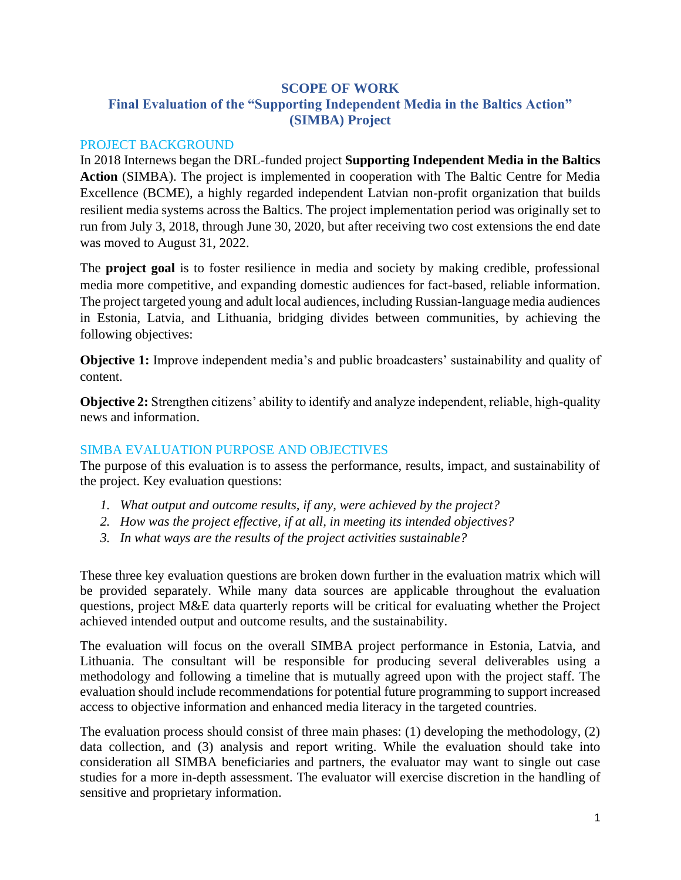# SCOPE OF WORK
# Final Evaluation of the "Supporting Independent Media in the Baltics Action" (SIMBA) Project

## PROJECT BACKGROUND

In 2018 Internews began the DRL-funded project **Supporting Independent Media in the Baltics Action** (SIMBA). The project is implemented in cooperation with The Baltic Centre for Media Excellence (BCME), a highly regarded independent Latvian non-profit organization that builds resilient media systems across the Baltics. The project implementation period was originally set to run from July 3, 2018, through June 30, 2020, but after receiving two cost extensions the end date was moved to August 31, 2022.

The **project goal** is to foster resilience in media and society by making credible, professional media more competitive, and expanding domestic audiences for fact-based, reliable information. The project targeted young and adult local audiences, including Russian-language media audiences in Estonia, Latvia, and Lithuania, bridging divides between communities, by achieving the following objectives:

**Objective 1:** Improve independent media's and public broadcasters' sustainability and quality of content.

**Objective 2:** Strengthen citizens' ability to identify and analyze independent, reliable, high-quality news and information.

## SIMBA EVALUATION PURPOSE AND OBJECTIVES

The purpose of this evaluation is to assess the performance, results, impact, and sustainability of the project. Key evaluation questions:

1. *What output and outcome results, if any, were achieved by the project?*
2. *How was the project effective, if at all, in meeting its intended objectives?*
3. *In what ways are the results of the project activities sustainable?*

These three key evaluation questions are broken down further in the evaluation matrix which will be provided separately. While many data sources are applicable throughout the evaluation questions, project M&E data quarterly reports will be critical for evaluating whether the Project achieved intended output and outcome results, and the sustainability.

The evaluation will focus on the overall SIMBA project performance in Estonia, Latvia, and Lithuania. The consultant will be responsible for producing several deliverables using a methodology and following a timeline that is mutually agreed upon with the project staff. The evaluation should include recommendations for potential future programming to support increased access to objective information and enhanced media literacy in the targeted countries.

The evaluation process should consist of three main phases: (1) developing the methodology, (2) data collection, and (3) analysis and report writing. While the evaluation should take into consideration all SIMBA beneficiaries and partners, the evaluator may want to single out case studies for a more in-depth assessment. The evaluator will exercise discretion in the handling of sensitive and proprietary information.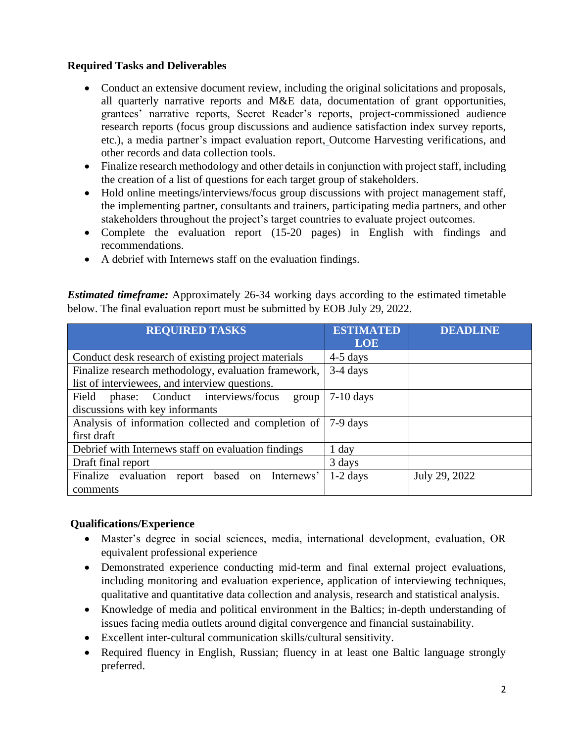**Required Tasks and Deliverables**

- Conduct an extensive document review, including the original solicitations and proposals, all quarterly narrative reports and M&E data, documentation of grant opportunities, grantees' narrative reports, Secret Reader's reports, project-commissioned audience research reports (focus group discussions and audience satisfaction index survey reports, etc.), a media partner's impact evaluation report, Outcome Harvesting verifications, and other records and data collection tools.
- Finalize research methodology and other details in conjunction with project staff, including the creation of a list of questions for each target group of stakeholders.
- Hold online meetings/interviews/focus group discussions with project management staff, the implementing partner, consultants and trainers, participating media partners, and other stakeholders throughout the project's target countries to evaluate project outcomes.
- Complete the evaluation report (15-20 pages) in English with findings and recommendations.
- A debrief with Internews staff on the evaluation findings.

***Estimated timeframe:*** Approximately 26-34 working days according to the estimated timetable below. The final evaluation report must be submitted by EOB July 29, 2022.

| REQUIRED TASKS | ESTIMATED LOE | DEADLINE |
|---|---|---|
| Conduct desk research of existing project materials | 4-5 days | |
| Finalize research methodology, evaluation framework, list of interviewees, and interview questions. | 3-4 days | |
| Field phase: Conduct interviews/focus group discussions with key informants | 7-10 days | |
| Analysis of information collected and completion of first draft | 7-9 days | |
| Debrief with Internews staff on evaluation findings | 1 day | |
| Draft final report | 3 days | |
| Finalize evaluation report based on Internews' comments | 1-2 days | July 29, 2022 |

**Qualifications/Experience**

- Master's degree in social sciences, media, international development, evaluation, OR equivalent professional experience
- Demonstrated experience conducting mid-term and final external project evaluations, including monitoring and evaluation experience, application of interviewing techniques, qualitative and quantitative data collection and analysis, research and statistical analysis.
- Knowledge of media and political environment in the Baltics; in-depth understanding of issues facing media outlets around digital convergence and financial sustainability.
- Excellent inter-cultural communication skills/cultural sensitivity.
- Required fluency in English, Russian; fluency in at least one Baltic language strongly preferred.